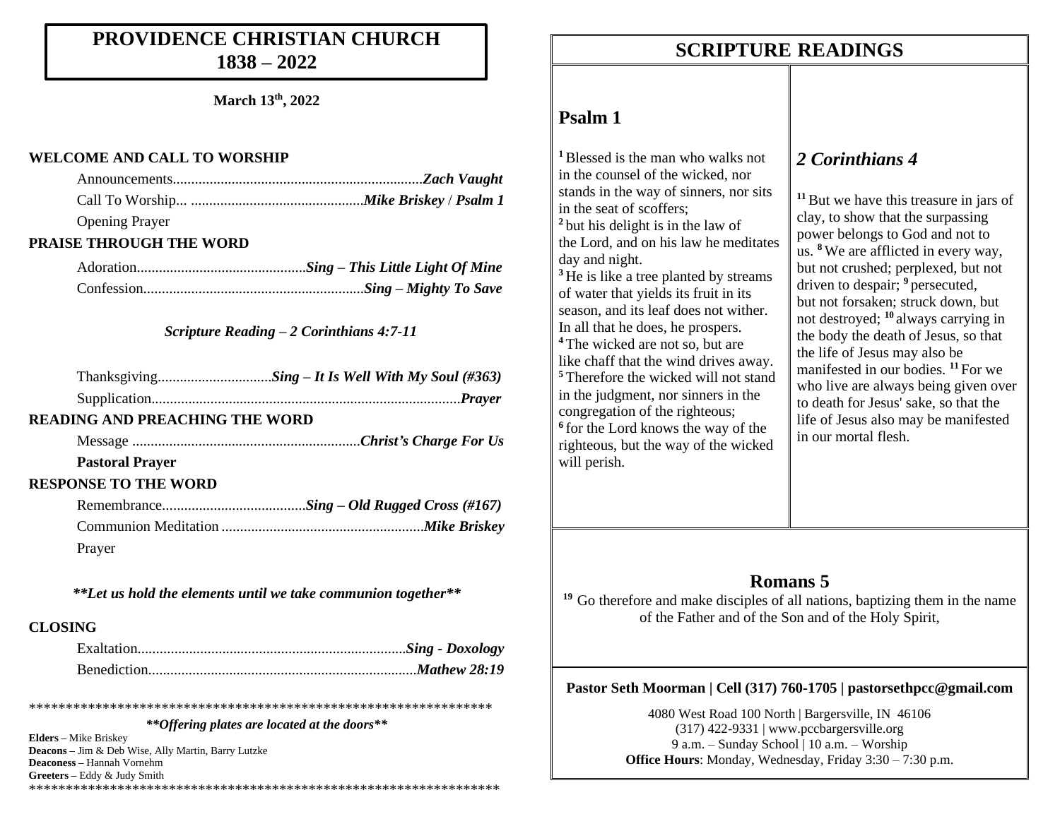# PROVIDENCE CHRISTIAN CHURCH 1838 – 2022

**March 13th, 2022**

**WELCOME AND CALL TO WORSHIP**

Announcements.................................................................... ***Zach Vaught***

Call To Worship... .............................................. ***Mike Briskey*** / ***Psalm 1***

Opening Prayer

**PRAISE THROUGH THE WORD**

Adoration............................................. ***Sing – This Little Light Of Mine***

Confession........................................................... ***Sing – Mighty To Save***

***Scripture Reading – 2 Corinthians 4:7-11***

Thanksgiving............................... ***Sing – It Is Well With My Soul (#363)***

Supplication................................................................................... ***Prayer***

**READING AND PREACHING THE WORD**

Message ............................................................. ***Christ's Charge For Us***

**Pastoral Prayer**

**RESPONSE TO THE WORD**

Remembrance....................................... ***Sing – Old Rugged Cross (#167)***

Communion Meditation ...................................................... ***Mike Briskey***

Prayer

***\*\*Let us hold the elements until we take communion together\*\****

**CLOSING**

Exaltation......................................................................... ***Sing - Doxology***

Benediction......................................................................... ***Mathew 28:19***

\*\*\*\*\*\*\*\*\*\*\*\*\*\*\*\*\*\*\*\*\*\*\*\*\*\*\*\*\*\*\*\*\*\*\*\*\*\*\*\*\*\*\*\*\*\*\*\*\*\*\*\*\*\*\*\*\*\*\*\*\*\*\*\*\*\*

***\*\*Offering plates are located at the doors\*\****

**Elders –** Mike Briskey
**Deacons –** Jim & Deb Wise, Ally Martin, Barry Lutzke
**Deaconess –** Hannah Vornehm
**Greeters –** Eddy & Judy Smith

\*\*\*\*\*\*\*\*\*\*\*\*\*\*\*\*\*\*\*\*\*\*\*\*\*\*\*\*\*\*\*\*\*\*\*\*\*\*\*\*\*\*\*\*\*\*\*\*\*\*\*\*\*\*\*\*\*\*\*\*\*\*\*\*\*\*

# SCRIPTURE READINGS

## Psalm 1

[1] Blessed is the man who walks not in the counsel of the wicked, nor stands in the way of sinners, nor sits in the seat of scoffers;
[2] but his delight is in the law of the Lord, and on his law he meditates day and night.
[3] He is like a tree planted by streams of water that yields its fruit in its season, and its leaf does not wither. In all that he does, he prospers.
[4] The wicked are not so, but are like chaff that the wind drives away.
[5] Therefore the wicked will not stand in the judgment, nor sinners in the congregation of the righteous;
[6] for the Lord knows the way of the righteous, but the way of the wicked will perish.

## *2 Corinthians 4*

[11] But we have this treasure in jars of clay, to show that the surpassing power belongs to God and not to us. [8] We are afflicted in every way, but not crushed; perplexed, but not driven to despair; [9] persecuted, but not forsaken; struck down, but not destroyed; [10] always carrying in the body the death of Jesus, so that the life of Jesus may also be manifested in our bodies. [11] For we who live are always being given over to death for Jesus' sake, so that the life of Jesus also may be manifested in our mortal flesh.

## Romans 5

[19] Go therefore and make disciples of all nations, baptizing them in the name of the Father and of the Son and of the Holy Spirit,

**Pastor Seth Moorman | Cell (317) 760-1705 | pastorsethpcc@gmail.com**

4080 West Road 100 North | Bargersville, IN 46106
(317) 422-9331 | www.pccbargersville.org
9 a.m. – Sunday School | 10 a.m. – Worship
**Office Hours**: Monday, Wednesday, Friday 3:30 – 7:30 p.m.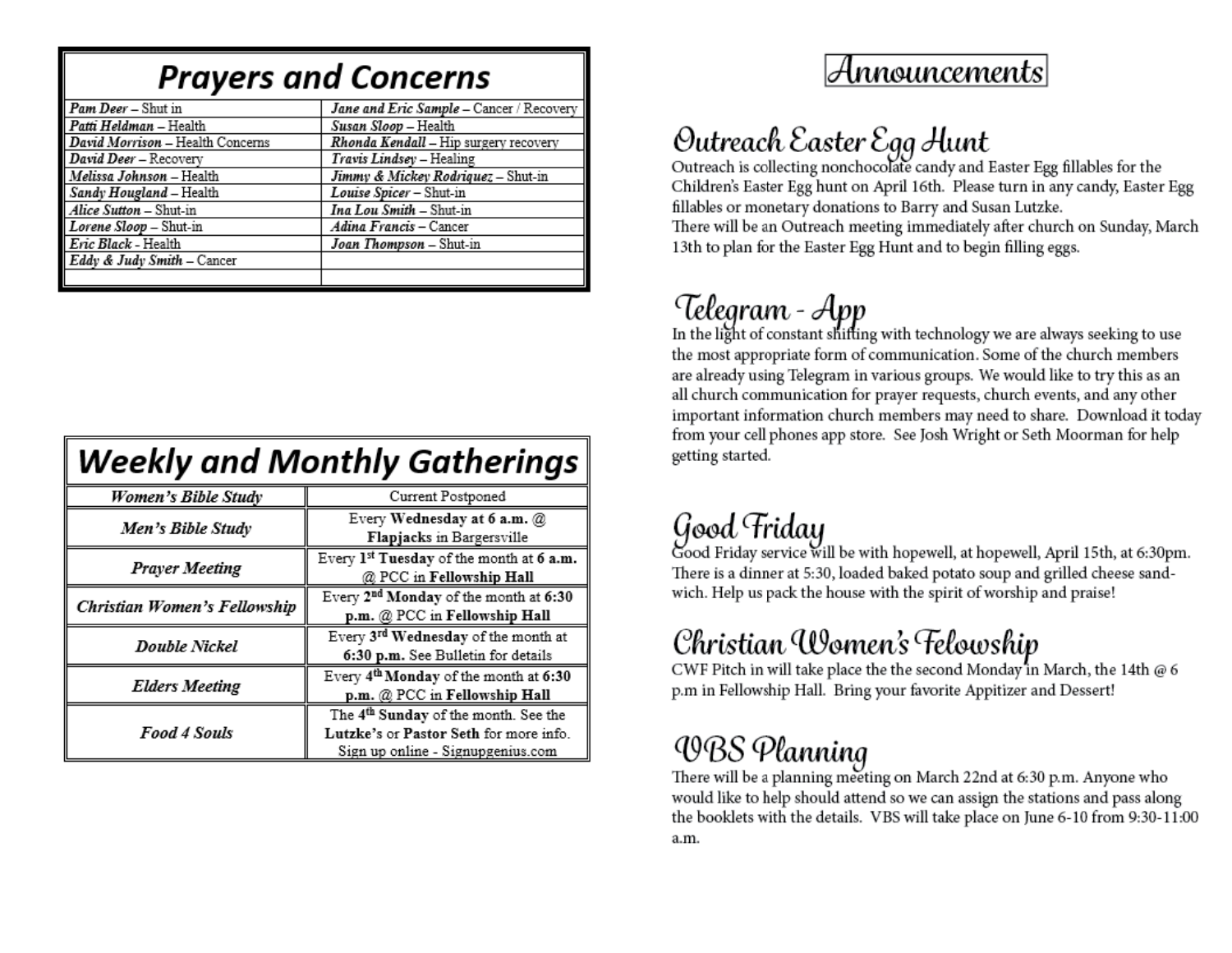# Prayers and Concerns

| | |
|---|---|
| *Pam Deer* – Shut in | *Jane and Eric Sample* – Cancer / Recovery |
| *Patti Heldman* – Health | *Susan Sloop* – Health |
| *David Morrison* – Health Concerns | *Rhonda Kendall* – Hip surgery recovery |
| *David Deer* – Recovery | *Travis Lindsey* – Healing |
| *Melissa Johnson* – Health | *Jimmy & Mickey Rodriquez* – Shut-in |
| *Sandy Hougland* – Health | *Louise Spicer* – Shut-in |
| *Alice Sutton* – Shut-in | *Ina Lou Smith* – Shut-in |
| *Lorene Sloop* – Shut-in | *Adina Francis* – Cancer |
| *Eric Black* - Health | *Joan Thompson* – Shut-in |
| *Eddy & Judy Smith* – Cancer | |
| | |

# Weekly and Monthly Gatherings

| | |
|---|---|
| *Women's Bible Study* | Current Postponed |
| *Men's Bible Study* | Every **Wednesday at 6 a.m.** @ **Flapjacks** in Bargersville |
| *Prayer Meeting* | Every 1st **Tuesday** of the month at **6 a.m.** @ PCC in **Fellowship Hall** |
| *Christian Women's Fellowship* | Every 2nd **Monday** of the month at **6:30 p.m.** @ PCC in **Fellowship Hall** |
| *Double Nickel* | Every 3rd **Wednesday** of the month at **6:30 p.m.** See Bulletin for details |
| *Elders Meeting* | Every 4th **Monday** of the month at **6:30 p.m.** @ PCC in **Fellowship Hall** |
| *Food 4 Souls* | The 4th **Sunday** of the month. See the **Lutzke**'s or **Pastor Seth** for more info. Sign up online - Signupgenius.com |

# Announcements

## Outreach Easter Egg Hunt

Outreach is collecting nonchocolate candy and Easter Egg fillables for the Children's Easter Egg hunt on April 16th. Please turn in any candy, Easter Egg fillables or monetary donations to Barry and Susan Lutzke.

There will be an Outreach meeting immediately after church on Sunday, March 13th to plan for the Easter Egg Hunt and to begin filling eggs.

## Telegram - App

In the light of constant shifting with technology we are always seeking to use the most appropriate form of communication. Some of the church members are already using Telegram in various groups. We would like to try this as an all church communication for prayer requests, church events, and any other important information church members may need to share. Download it today from your cell phones app store. See Josh Wright or Seth Moorman for help getting started.

## Good Friday

Good Friday service will be with hopewell, at hopewell, April 15th, at 6:30pm. There is a dinner at 5:30, loaded baked potato soup and grilled cheese sandwich. Help us pack the house with the spirit of worship and praise!

## Christian Women's Felowship

CWF Pitch in will take place the the second Monday in March, the 14th @ 6 p.m in Fellowship Hall. Bring your favorite Appitizer and Dessert!

## VBS Planning

There will be a planning meeting on March 22nd at 6:30 p.m. Anyone who would like to help should attend so we can assign the stations and pass along the booklets with the details. VBS will take place on June 6-10 from 9:30-11:00 a.m.